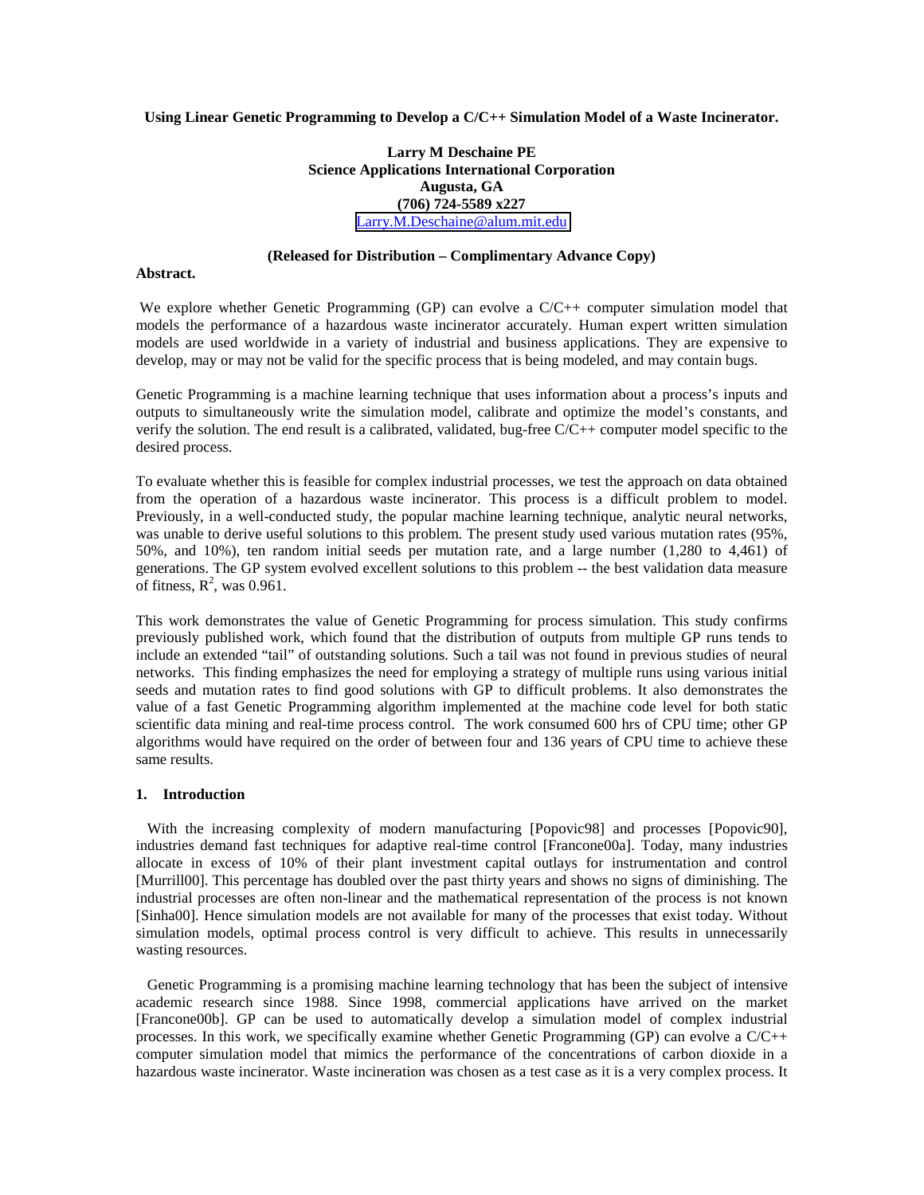**Using Linear Genetic Programming to Develop a C/C++ Simulation Model of a Waste Incinerator.**

**Larry M Deschaine PE**
**Science Applications International Corporation**
**Augusta, GA**
**(706) 724-5589 x227**
Larry.M.Deschaine@alum.mit.edu

**(Released for Distribution – Complimentary Advance Copy)**

**Abstract.**

We explore whether Genetic Programming (GP) can evolve a C/C++ computer simulation model that models the performance of a hazardous waste incinerator accurately. Human expert written simulation models are used worldwide in a variety of industrial and business applications. They are expensive to develop, may or may not be valid for the specific process that is being modeled, and may contain bugs.

Genetic Programming is a machine learning technique that uses information about a process's inputs and outputs to simultaneously write the simulation model, calibrate and optimize the model's constants, and verify the solution. The end result is a calibrated, validated, bug-free C/C++ computer model specific to the desired process.

To evaluate whether this is feasible for complex industrial processes, we test the approach on data obtained from the operation of a hazardous waste incinerator. This process is a difficult problem to model. Previously, in a well-conducted study, the popular machine learning technique, analytic neural networks, was unable to derive useful solutions to this problem. The present study used various mutation rates (95%, 50%, and 10%), ten random initial seeds per mutation rate, and a large number (1,280 to 4,461) of generations. The GP system evolved excellent solutions to this problem -- the best validation data measure of fitness, $R^2$, was 0.961.

This work demonstrates the value of Genetic Programming for process simulation. This study confirms previously published work, which found that the distribution of outputs from multiple GP runs tends to include an extended "tail" of outstanding solutions. Such a tail was not found in previous studies of neural networks. This finding emphasizes the need for employing a strategy of multiple runs using various initial seeds and mutation rates to find good solutions with GP to difficult problems. It also demonstrates the value of a fast Genetic Programming algorithm implemented at the machine code level for both static scientific data mining and real-time process control. The work consumed 600 hrs of CPU time; other GP algorithms would have required on the order of between four and 136 years of CPU time to achieve these same results.

## 1. Introduction

With the increasing complexity of modern manufacturing [Popovic98] and processes [Popovic90], industries demand fast techniques for adaptive real-time control [Francone00a]. Today, many industries allocate in excess of 10% of their plant investment capital outlays for instrumentation and control [Murrill00]. This percentage has doubled over the past thirty years and shows no signs of diminishing. The industrial processes are often non-linear and the mathematical representation of the process is not known [Sinha00]. Hence simulation models are not available for many of the processes that exist today. Without simulation models, optimal process control is very difficult to achieve. This results in unnecessarily wasting resources.

Genetic Programming is a promising machine learning technology that has been the subject of intensive academic research since 1988. Since 1998, commercial applications have arrived on the market [Francone00b]. GP can be used to automatically develop a simulation model of complex industrial processes. In this work, we specifically examine whether Genetic Programming (GP) can evolve a C/C++ computer simulation model that mimics the performance of the concentrations of carbon dioxide in a hazardous waste incinerator. Waste incineration was chosen as a test case as it is a very complex process. It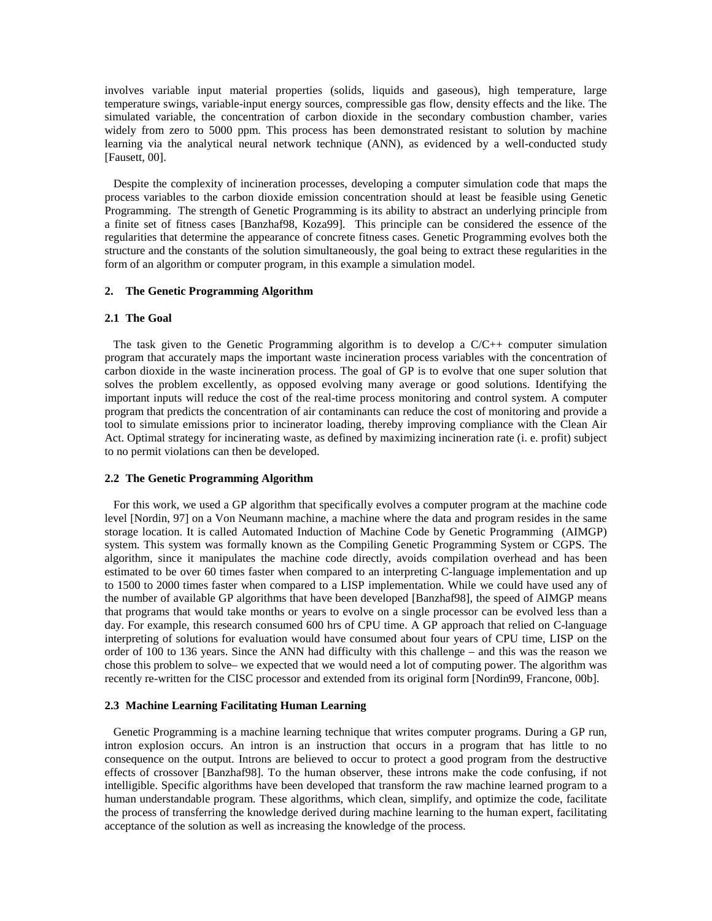involves variable input material properties (solids, liquids and gaseous), high temperature, large temperature swings, variable-input energy sources, compressible gas flow, density effects and the like. The simulated variable, the concentration of carbon dioxide in the secondary combustion chamber, varies widely from zero to 5000 ppm. This process has been demonstrated resistant to solution by machine learning via the analytical neural network technique (ANN), as evidenced by a well-conducted study [Fausett, 00].

Despite the complexity of incineration processes, developing a computer simulation code that maps the process variables to the carbon dioxide emission concentration should at least be feasible using Genetic Programming. The strength of Genetic Programming is its ability to abstract an underlying principle from a finite set of fitness cases [Banzhaf98, Koza99]. This principle can be considered the essence of the regularities that determine the appearance of concrete fitness cases. Genetic Programming evolves both the structure and the constants of the solution simultaneously, the goal being to extract these regularities in the form of an algorithm or computer program, in this example a simulation model.

## 2. The Genetic Programming Algorithm

### 2.1 The Goal

The task given to the Genetic Programming algorithm is to develop a C/C++ computer simulation program that accurately maps the important waste incineration process variables with the concentration of carbon dioxide in the waste incineration process. The goal of GP is to evolve that one super solution that solves the problem excellently, as opposed evolving many average or good solutions. Identifying the important inputs will reduce the cost of the real-time process monitoring and control system. A computer program that predicts the concentration of air contaminants can reduce the cost of monitoring and provide a tool to simulate emissions prior to incinerator loading, thereby improving compliance with the Clean Air Act. Optimal strategy for incinerating waste, as defined by maximizing incineration rate (i. e. profit) subject to no permit violations can then be developed.

### 2.2 The Genetic Programming Algorithm

For this work, we used a GP algorithm that specifically evolves a computer program at the machine code level [Nordin, 97] on a Von Neumann machine, a machine where the data and program resides in the same storage location. It is called Automated Induction of Machine Code by Genetic Programming (AIMGP) system. This system was formally known as the Compiling Genetic Programming System or CGPS. The algorithm, since it manipulates the machine code directly, avoids compilation overhead and has been estimated to be over 60 times faster when compared to an interpreting C-language implementation and up to 1500 to 2000 times faster when compared to a LISP implementation. While we could have used any of the number of available GP algorithms that have been developed [Banzhaf98], the speed of AIMGP means that programs that would take months or years to evolve on a single processor can be evolved less than a day. For example, this research consumed 600 hrs of CPU time. A GP approach that relied on C-language interpreting of solutions for evaluation would have consumed about four years of CPU time, LISP on the order of 100 to 136 years. Since the ANN had difficulty with this challenge – and this was the reason we chose this problem to solve– we expected that we would need a lot of computing power. The algorithm was recently re-written for the CISC processor and extended from its original form [Nordin99, Francone, 00b].

### 2.3 Machine Learning Facilitating Human Learning

Genetic Programming is a machine learning technique that writes computer programs. During a GP run, intron explosion occurs. An intron is an instruction that occurs in a program that has little to no consequence on the output. Introns are believed to occur to protect a good program from the destructive effects of crossover [Banzhaf98]. To the human observer, these introns make the code confusing, if not intelligible. Specific algorithms have been developed that transform the raw machine learned program to a human understandable program. These algorithms, which clean, simplify, and optimize the code, facilitate the process of transferring the knowledge derived during machine learning to the human expert, facilitating acceptance of the solution as well as increasing the knowledge of the process.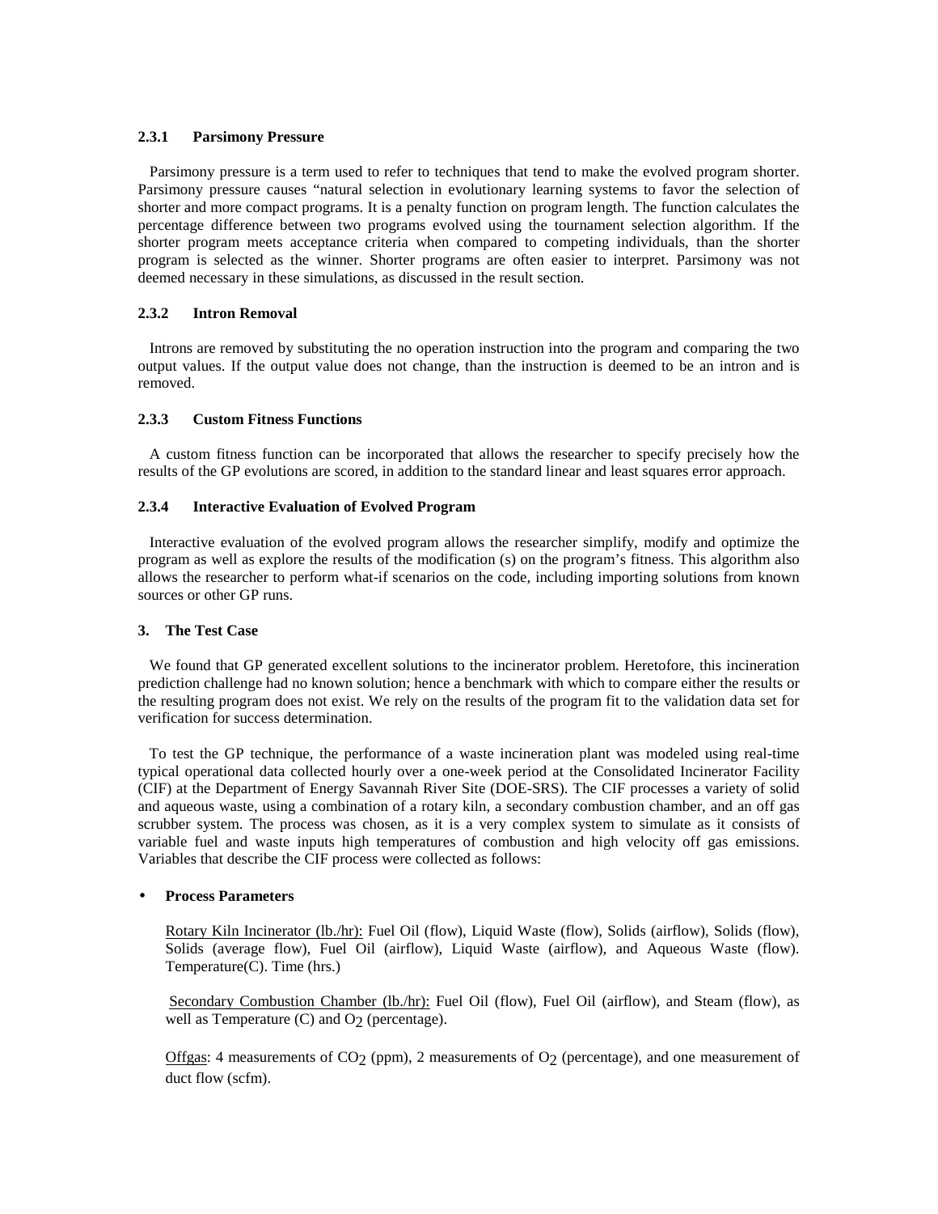#### 2.3.1 Parsimony Pressure

Parsimony pressure is a term used to refer to techniques that tend to make the evolved program shorter. Parsimony pressure causes "natural selection in evolutionary learning systems to favor the selection of shorter and more compact programs. It is a penalty function on program length. The function calculates the percentage difference between two programs evolved using the tournament selection algorithm. If the shorter program meets acceptance criteria when compared to competing individuals, than the shorter program is selected as the winner. Shorter programs are often easier to interpret. Parsimony was not deemed necessary in these simulations, as discussed in the result section.

#### 2.3.2 Intron Removal

Introns are removed by substituting the no operation instruction into the program and comparing the two output values. If the output value does not change, than the instruction is deemed to be an intron and is removed.

#### 2.3.3 Custom Fitness Functions

A custom fitness function can be incorporated that allows the researcher to specify precisely how the results of the GP evolutions are scored, in addition to the standard linear and least squares error approach.

#### 2.3.4 Interactive Evaluation of Evolved Program

Interactive evaluation of the evolved program allows the researcher simplify, modify and optimize the program as well as explore the results of the modification (s) on the program's fitness. This algorithm also allows the researcher to perform what-if scenarios on the code, including importing solutions from known sources or other GP runs.

## 3. The Test Case

We found that GP generated excellent solutions to the incinerator problem. Heretofore, this incineration prediction challenge had no known solution; hence a benchmark with which to compare either the results or the resulting program does not exist. We rely on the results of the program fit to the validation data set for verification for success determination.

To test the GP technique, the performance of a waste incineration plant was modeled using real-time typical operational data collected hourly over a one-week period at the Consolidated Incinerator Facility (CIF) at the Department of Energy Savannah River Site (DOE-SRS). The CIF processes a variety of solid and aqueous waste, using a combination of a rotary kiln, a secondary combustion chamber, and an off gas scrubber system. The process was chosen, as it is a very complex system to simulate as it consists of variable fuel and waste inputs high temperatures of combustion and high velocity off gas emissions. Variables that describe the CIF process were collected as follows:

- **Process Parameters**

  Rotary Kiln Incinerator (lb./hr): Fuel Oil (flow), Liquid Waste (flow), Solids (airflow), Solids (flow), Solids (average flow), Fuel Oil (airflow), Liquid Waste (airflow), and Aqueous Waste (flow). Temperature(C). Time (hrs.)

  Secondary Combustion Chamber (lb./hr): Fuel Oil (flow), Fuel Oil (airflow), and Steam (flow), as well as Temperature (C) and $O_2$ (percentage).

  Offgas: 4 measurements of $CO_2$ (ppm), 2 measurements of $O_2$ (percentage), and one measurement of duct flow (scfm).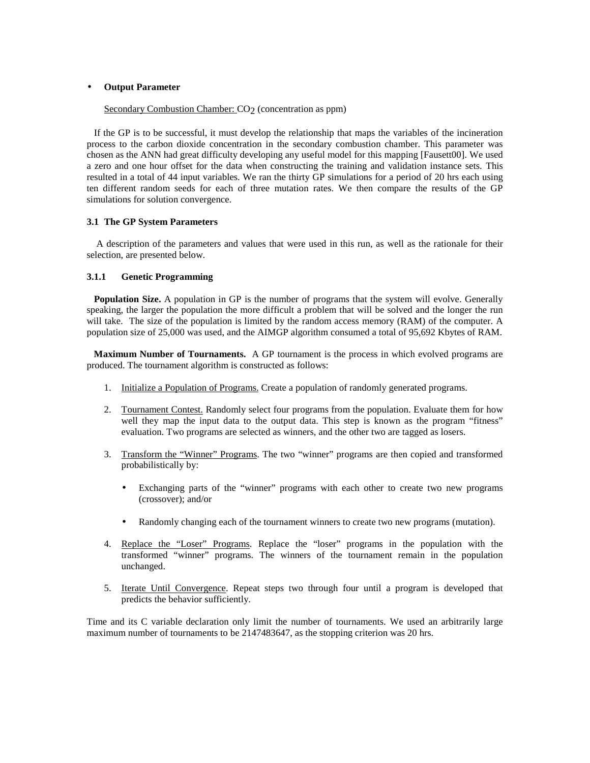- **Output Parameter**

  Secondary Combustion Chamber: $CO_2$ (concentration as ppm)

If the GP is to be successful, it must develop the relationship that maps the variables of the incineration process to the carbon dioxide concentration in the secondary combustion chamber. This parameter was chosen as the ANN had great difficulty developing any useful model for this mapping [Fausett00]. We used a zero and one hour offset for the data when constructing the training and validation instance sets. This resulted in a total of 44 input variables. We ran the thirty GP simulations for a period of 20 hrs each using ten different random seeds for each of three mutation rates. We then compare the results of the GP simulations for solution convergence.

### 3.1 The GP System Parameters

A description of the parameters and values that were used in this run, as well as the rationale for their selection, are presented below.

#### 3.1.1 Genetic Programming

**Population Size.** A population in GP is the number of programs that the system will evolve. Generally speaking, the larger the population the more difficult a problem that will be solved and the longer the run will take. The size of the population is limited by the random access memory (RAM) of the computer. A population size of 25,000 was used, and the AIMGP algorithm consumed a total of 95,692 Kbytes of RAM.

**Maximum Number of Tournaments.** A GP tournament is the process in which evolved programs are produced. The tournament algorithm is constructed as follows:

1. Initialize a Population of Programs. Create a population of randomly generated programs.
2. Tournament Contest. Randomly select four programs from the population. Evaluate them for how well they map the input data to the output data. This step is known as the program "fitness" evaluation. Two programs are selected as winners, and the other two are tagged as losers.
3. Transform the "Winner" Programs. The two "winner" programs are then copied and transformed probabilistically by:
   - Exchanging parts of the "winner" programs with each other to create two new programs (crossover); and/or
   - Randomly changing each of the tournament winners to create two new programs (mutation).
4. Replace the "Loser" Programs. Replace the "loser" programs in the population with the transformed "winner" programs. The winners of the tournament remain in the population unchanged.
5. Iterate Until Convergence. Repeat steps two through four until a program is developed that predicts the behavior sufficiently.

Time and its C variable declaration only limit the number of tournaments. We used an arbitrarily large maximum number of tournaments to be 2147483647, as the stopping criterion was 20 hrs.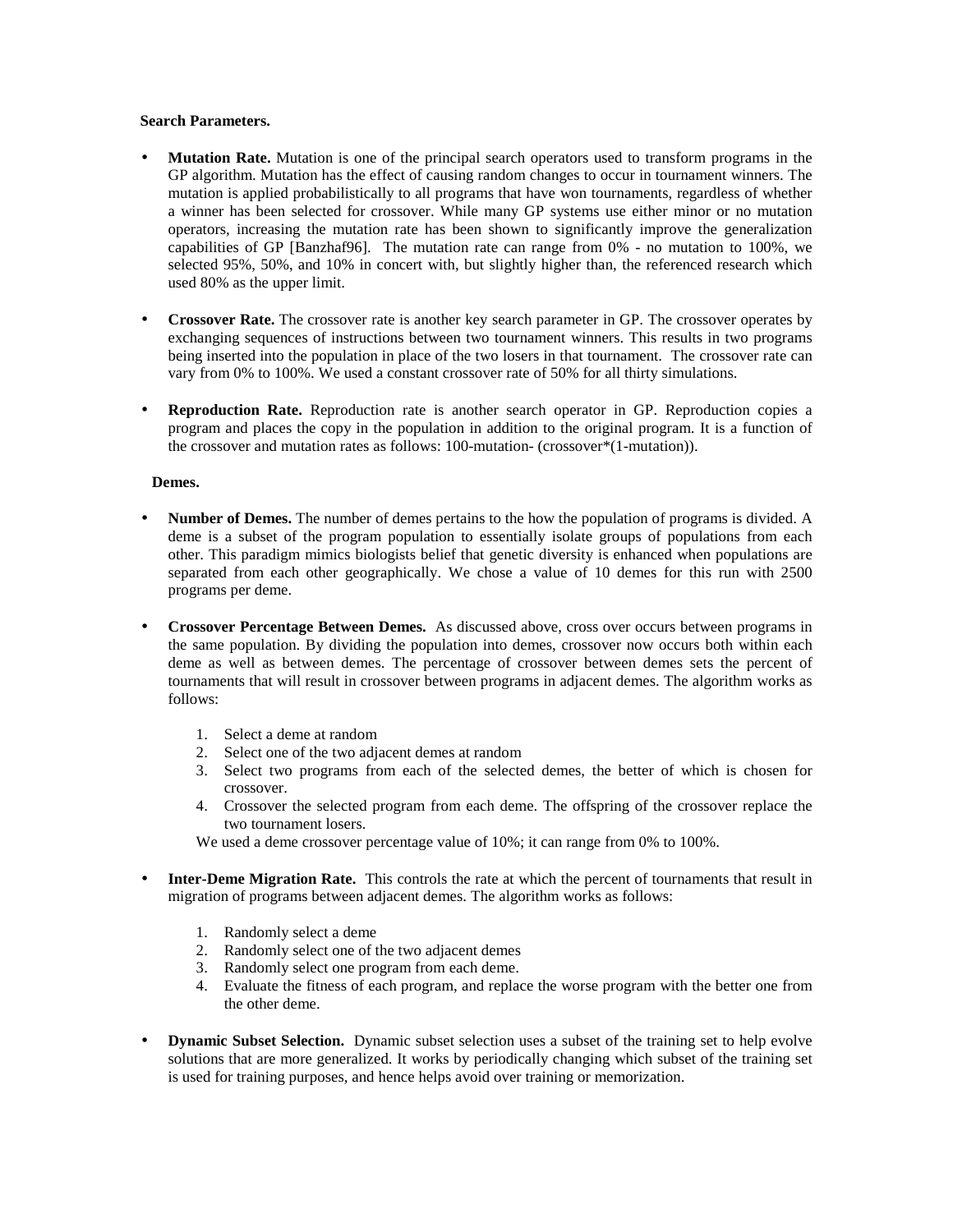**Search Parameters.**

- **Mutation Rate.** Mutation is one of the principal search operators used to transform programs in the GP algorithm. Mutation has the effect of causing random changes to occur in tournament winners. The mutation is applied probabilistically to all programs that have won tournaments, regardless of whether a winner has been selected for crossover. While many GP systems use either minor or no mutation operators, increasing the mutation rate has been shown to significantly improve the generalization capabilities of GP [Banzhaf96]. The mutation rate can range from 0% - no mutation to 100%, we selected 95%, 50%, and 10% in concert with, but slightly higher than, the referenced research which used 80% as the upper limit.

- **Crossover Rate.** The crossover rate is another key search parameter in GP. The crossover operates by exchanging sequences of instructions between two tournament winners. This results in two programs being inserted into the population in place of the two losers in that tournament. The crossover rate can vary from 0% to 100%. We used a constant crossover rate of 50% for all thirty simulations.

- **Reproduction Rate.** Reproduction rate is another search operator in GP. Reproduction copies a program and places the copy in the population in addition to the original program. It is a function of the crossover and mutation rates as follows: 100-mutation- (crossover*(1-mutation)).

**Demes.**

- **Number of Demes.** The number of demes pertains to the how the population of programs is divided. A deme is a subset of the program population to essentially isolate groups of populations from each other. This paradigm mimics biologists belief that genetic diversity is enhanced when populations are separated from each other geographically. We chose a value of 10 demes for this run with 2500 programs per deme.

- **Crossover Percentage Between Demes.** As discussed above, cross over occurs between programs in the same population. By dividing the population into demes, crossover now occurs both within each deme as well as between demes. The percentage of crossover between demes sets the percent of tournaments that will result in crossover between programs in adjacent demes. The algorithm works as follows:

  1. Select a deme at random
  2. Select one of the two adjacent demes at random
  3. Select two programs from each of the selected demes, the better of which is chosen for crossover.
  4. Crossover the selected program from each deme. The offspring of the crossover replace the two tournament losers.

  We used a deme crossover percentage value of 10%; it can range from 0% to 100%.

- **Inter-Deme Migration Rate.** This controls the rate at which the percent of tournaments that result in migration of programs between adjacent demes. The algorithm works as follows:

  1. Randomly select a deme
  2. Randomly select one of the two adjacent demes
  3. Randomly select one program from each deme.
  4. Evaluate the fitness of each program, and replace the worse program with the better one from the other deme.

- **Dynamic Subset Selection.** Dynamic subset selection uses a subset of the training set to help evolve solutions that are more generalized. It works by periodically changing which subset of the training set is used for training purposes, and hence helps avoid over training or memorization.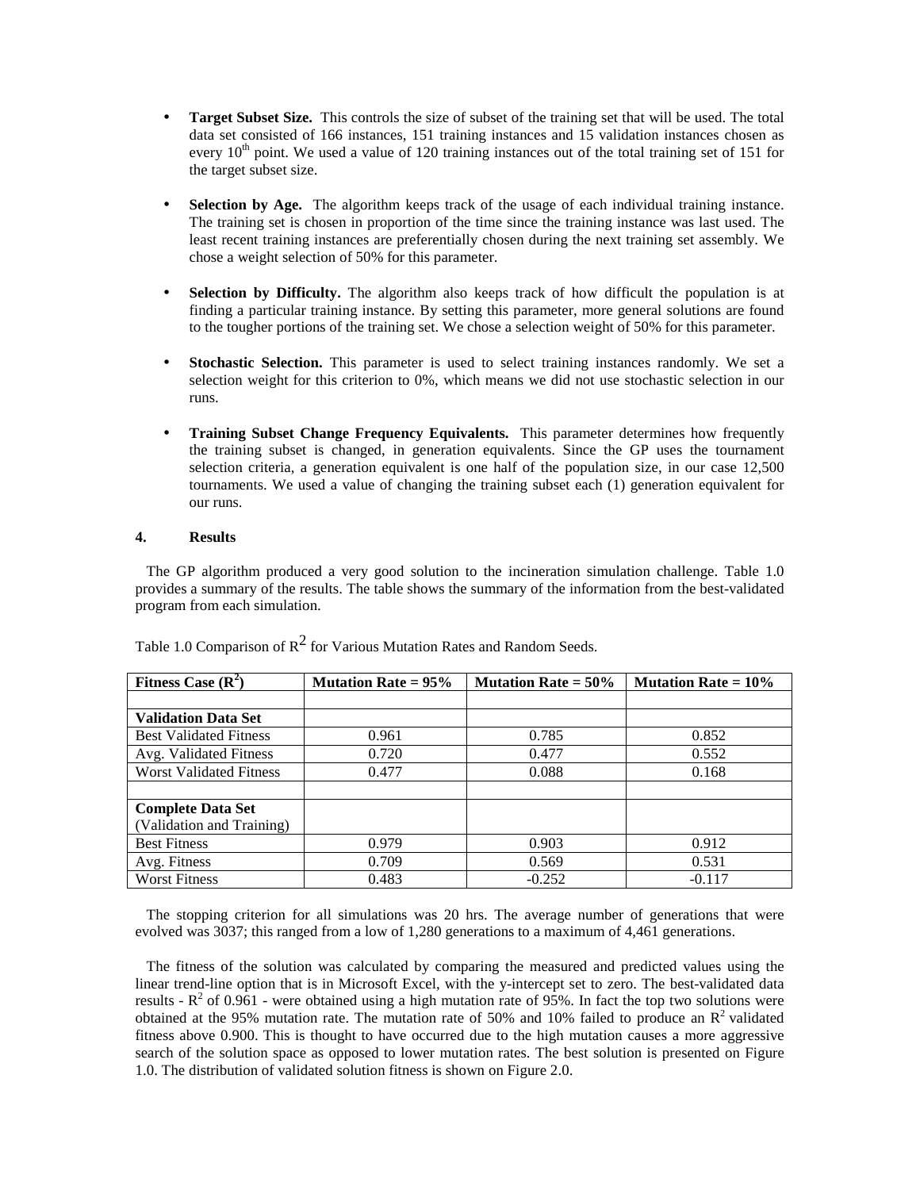- **Target Subset Size.** This controls the size of subset of the training set that will be used. The total data set consisted of 166 instances, 151 training instances and 15 validation instances chosen as every $10^{th}$ point. We used a value of 120 training instances out of the total training set of 151 for the target subset size.

- **Selection by Age.** The algorithm keeps track of the usage of each individual training instance. The training set is chosen in proportion of the time since the training instance was last used. The least recent training instances are preferentially chosen during the next training set assembly. We chose a weight selection of 50% for this parameter.

- **Selection by Difficulty.** The algorithm also keeps track of how difficult the population is at finding a particular training instance. By setting this parameter, more general solutions are found to the tougher portions of the training set. We chose a selection weight of 50% for this parameter.

- **Stochastic Selection.** This parameter is used to select training instances randomly. We set a selection weight for this criterion to 0%, which means we did not use stochastic selection in our runs.

- **Training Subset Change Frequency Equivalents.** This parameter determines how frequently the training subset is changed, in generation equivalents. Since the GP uses the tournament selection criteria, a generation equivalent is one half of the population size, in our case 12,500 tournaments. We used a value of changing the training subset each (1) generation equivalent for our runs.

## 4. Results

The GP algorithm produced a very good solution to the incineration simulation challenge. Table 1.0 provides a summary of the results. The table shows the summary of the information from the best-validated program from each simulation.

Table 1.0 Comparison of $R^2$ for Various Mutation Rates and Random Seeds.

| **Fitness Case ($R^2$)** | **Mutation Rate = 95%** | **Mutation Rate = 50%** | **Mutation Rate = 10%** |
|---|---|---|---|
| | | | |
| **Validation Data Set** | | | |
| Best Validated Fitness | 0.961 | 0.785 | 0.852 |
| Avg. Validated Fitness | 0.720 | 0.477 | 0.552 |
| Worst Validated Fitness | 0.477 | 0.088 | 0.168 |
| | | | |
| **Complete Data Set** (Validation and Training) | | | |
| Best Fitness | 0.979 | 0.903 | 0.912 |
| Avg. Fitness | 0.709 | 0.569 | 0.531 |
| Worst Fitness | 0.483 | -0.252 | -0.117 |

The stopping criterion for all simulations was 20 hrs. The average number of generations that were evolved was 3037; this ranged from a low of 1,280 generations to a maximum of 4,461 generations.

The fitness of the solution was calculated by comparing the measured and predicted values using the linear trend-line option that is in Microsoft Excel, with the y-intercept set to zero. The best-validated data results - $R^2$ of 0.961 - were obtained using a high mutation rate of 95%. In fact the top two solutions were obtained at the 95% mutation rate. The mutation rate of 50% and 10% failed to produce an $R^2$ validated fitness above 0.900. This is thought to have occurred due to the high mutation causes a more aggressive search of the solution space as opposed to lower mutation rates. The best solution is presented on Figure 1.0. The distribution of validated solution fitness is shown on Figure 2.0.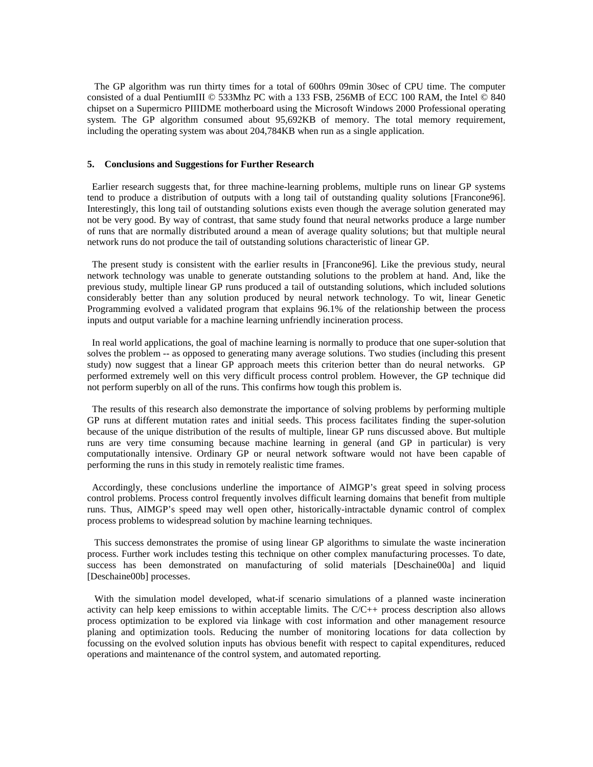The GP algorithm was run thirty times for a total of 600hrs 09min 30sec of CPU time. The computer consisted of a dual PentiumIII © 533Mhz PC with a 133 FSB, 256MB of ECC 100 RAM, the Intel © 840 chipset on a Supermicro PIIIDME motherboard using the Microsoft Windows 2000 Professional operating system. The GP algorithm consumed about 95,692KB of memory. The total memory requirement, including the operating system was about 204,784KB when run as a single application.

## 5. Conclusions and Suggestions for Further Research

Earlier research suggests that, for three machine-learning problems, multiple runs on linear GP systems tend to produce a distribution of outputs with a long tail of outstanding quality solutions [Francone96]. Interestingly, this long tail of outstanding solutions exists even though the average solution generated may not be very good. By way of contrast, that same study found that neural networks produce a large number of runs that are normally distributed around a mean of average quality solutions; but that multiple neural network runs do not produce the tail of outstanding solutions characteristic of linear GP.

The present study is consistent with the earlier results in [Francone96]. Like the previous study, neural network technology was unable to generate outstanding solutions to the problem at hand. And, like the previous study, multiple linear GP runs produced a tail of outstanding solutions, which included solutions considerably better than any solution produced by neural network technology. To wit, linear Genetic Programming evolved a validated program that explains 96.1% of the relationship between the process inputs and output variable for a machine learning unfriendly incineration process.

In real world applications, the goal of machine learning is normally to produce that one super-solution that solves the problem -- as opposed to generating many average solutions. Two studies (including this present study) now suggest that a linear GP approach meets this criterion better than do neural networks. GP performed extremely well on this very difficult process control problem. However, the GP technique did not perform superbly on all of the runs. This confirms how tough this problem is.

The results of this research also demonstrate the importance of solving problems by performing multiple GP runs at different mutation rates and initial seeds. This process facilitates finding the super-solution because of the unique distribution of the results of multiple, linear GP runs discussed above. But multiple runs are very time consuming because machine learning in general (and GP in particular) is very computationally intensive. Ordinary GP or neural network software would not have been capable of performing the runs in this study in remotely realistic time frames.

Accordingly, these conclusions underline the importance of AIMGP's great speed in solving process control problems. Process control frequently involves difficult learning domains that benefit from multiple runs. Thus, AIMGP's speed may well open other, historically-intractable dynamic control of complex process problems to widespread solution by machine learning techniques.

This success demonstrates the promise of using linear GP algorithms to simulate the waste incineration process. Further work includes testing this technique on other complex manufacturing processes. To date, success has been demonstrated on manufacturing of solid materials [Deschaine00a] and liquid [Deschaine00b] processes.

With the simulation model developed, what-if scenario simulations of a planned waste incineration activity can help keep emissions to within acceptable limits. The C/C++ process description also allows process optimization to be explored via linkage with cost information and other management resource planing and optimization tools. Reducing the number of monitoring locations for data collection by focussing on the evolved solution inputs has obvious benefit with respect to capital expenditures, reduced operations and maintenance of the control system, and automated reporting.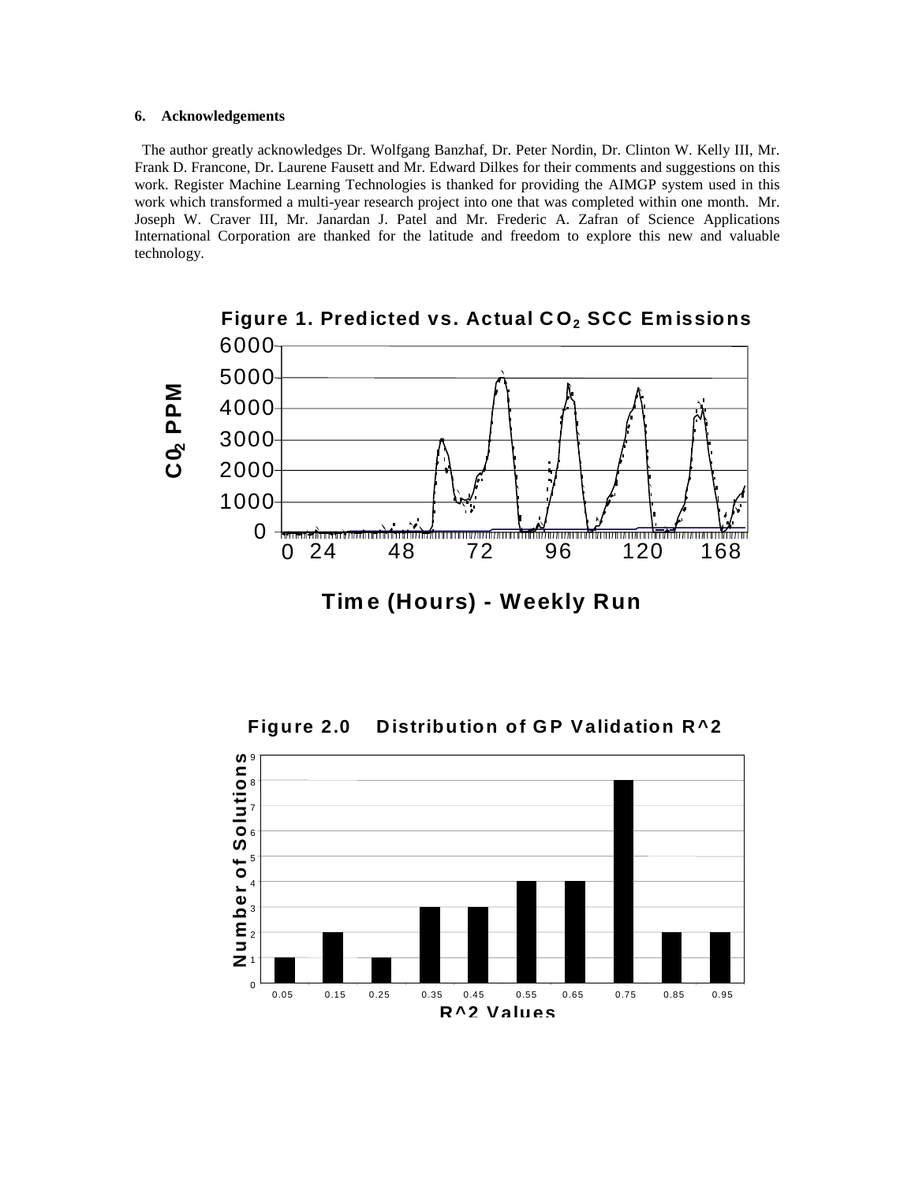## 6. Acknowledgements

The author greatly acknowledges Dr. Wolfgang Banzhaf, Dr. Peter Nordin, Dr. Clinton W. Kelly III, Mr. Frank D. Francone, Dr. Laurene Fausett and Mr. Edward Dilkes for their comments and suggestions on this work. Register Machine Learning Technologies is thanked for providing the AIMGP system used in this work which transformed a multi-year research project into one that was completed within one month. Mr. Joseph W. Craver III, Mr. Janardan J. Patel and Mr. Frederic A. Zafran of Science Applications International Corporation are thanked for the latitude and freedom to explore this new and valuable technology.

**Figure 1. Predicted vs. Actual $CO_2$ SCC Emissions**

**Figure 2.0 Distribution of GP Validation R^2**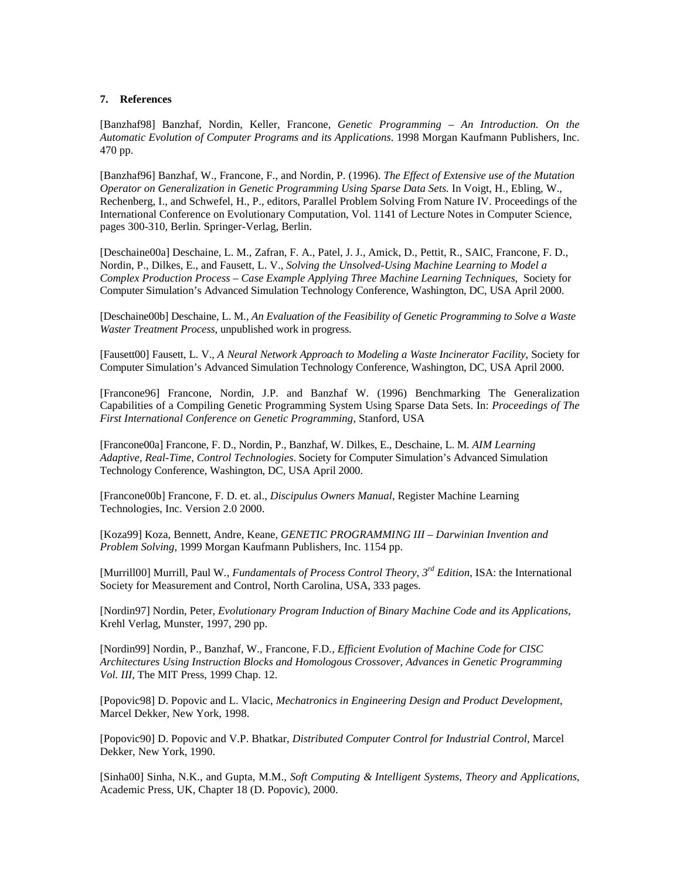## 7. References

[Banzhaf98] Banzhaf, Nordin, Keller, Francone, *Genetic Programming – An Introduction. On the Automatic Evolution of Computer Programs and its Applications*. 1998 Morgan Kaufmann Publishers, Inc. 470 pp.

[Banzhaf96] Banzhaf, W., Francone, F., and Nordin, P. (1996). *The Effect of Extensive use of the Mutation Operator on Generalization in Genetic Programming Using Sparse Data Sets.* In Voigt, H., Ebling, W., Rechenberg, I., and Schwefel, H., P., editors, Parallel Problem Solving From Nature IV. Proceedings of the International Conference on Evolutionary Computation, Vol. 1141 of Lecture Notes in Computer Science, pages 300-310, Berlin. Springer-Verlag, Berlin.

[Deschaine00a] Deschaine, L. M., Zafran, F. A., Patel, J. J., Amick, D., Pettit, R., SAIC, Francone, F. D., Nordin, P., Dilkes, E., and Fausett, L. V., *Solving the Unsolved-Using Machine Learning to Model a Complex Production Process – Case Example Applying Three Machine Learning Techniques,* Society for Computer Simulation's Advanced Simulation Technology Conference, Washington, DC, USA April 2000.

[Deschaine00b] Deschaine, L. M., *An Evaluation of the Feasibility of Genetic Programming to Solve a Waste Water Treatment Process*, unpublished work in progress.

[Fausett00] Fausett, L. V., *A Neural Network Approach to Modeling a Waste Incinerator Facility*, Society for Computer Simulation's Advanced Simulation Technology Conference, Washington, DC, USA April 2000.

[Francone96] Francone, Nordin, J.P. and Banzhaf W. (1996) Benchmarking The Generalization Capabilities of a Compiling Genetic Programming System Using Sparse Data Sets. In: *Proceedings of The First International Conference on Genetic Programming*, Stanford, USA

[Francone00a] Francone, F. D., Nordin, P., Banzhaf, W. Dilkes, E., Deschaine, L. M. *AIM Learning Adaptive, Real-Time, Control Technologies*. Society for Computer Simulation's Advanced Simulation Technology Conference, Washington, DC, USA April 2000.

[Francone00b] Francone, F. D. et. al., *Discipulus Owners Manual*, Register Machine Learning Technologies, Inc. Version 2.0 2000.

[Koza99] Koza, Bennett, Andre, Keane, *GENETIC PROGRAMMING III – Darwinian Invention and Problem Solving,* 1999 Morgan Kaufmann Publishers, Inc. 1154 pp.

[Murrill00] Murrill, Paul W., *Fundamentals of Process Control Theory, 3rd Edition*, ISA: the International Society for Measurement and Control, North Carolina, USA, 333 pages.

[Nordin97] Nordin, Peter, *Evolutionary Program Induction of Binary Machine Code and its Applications*, Krehl Verlag, Munster, 1997, 290 pp.

[Nordin99] Nordin, P., Banzhaf, W., Francone, F.D*., Efficient Evolution of Machine Code for CISC Architectures Using Instruction Blocks and Homologous Crossover, Advances in Genetic Programming Vol. III*, The MIT Press, 1999 Chap. 12.

[Popovic98] D. Popovic and L. Vlacic, *Mechatronics in Engineering Design and Product Development*, Marcel Dekker, New York, 1998.

[Popovic90] D. Popovic and V.P. Bhatkar, *Distributed Computer Control for Industrial Control*, Marcel Dekker, New York, 1990.

[Sinha00] Sinha, N.K., and Gupta, M.M., *Soft Computing & Intelligent Systems, Theory and Applications*, Academic Press, UK, Chapter 18 (D. Popovic), 2000.